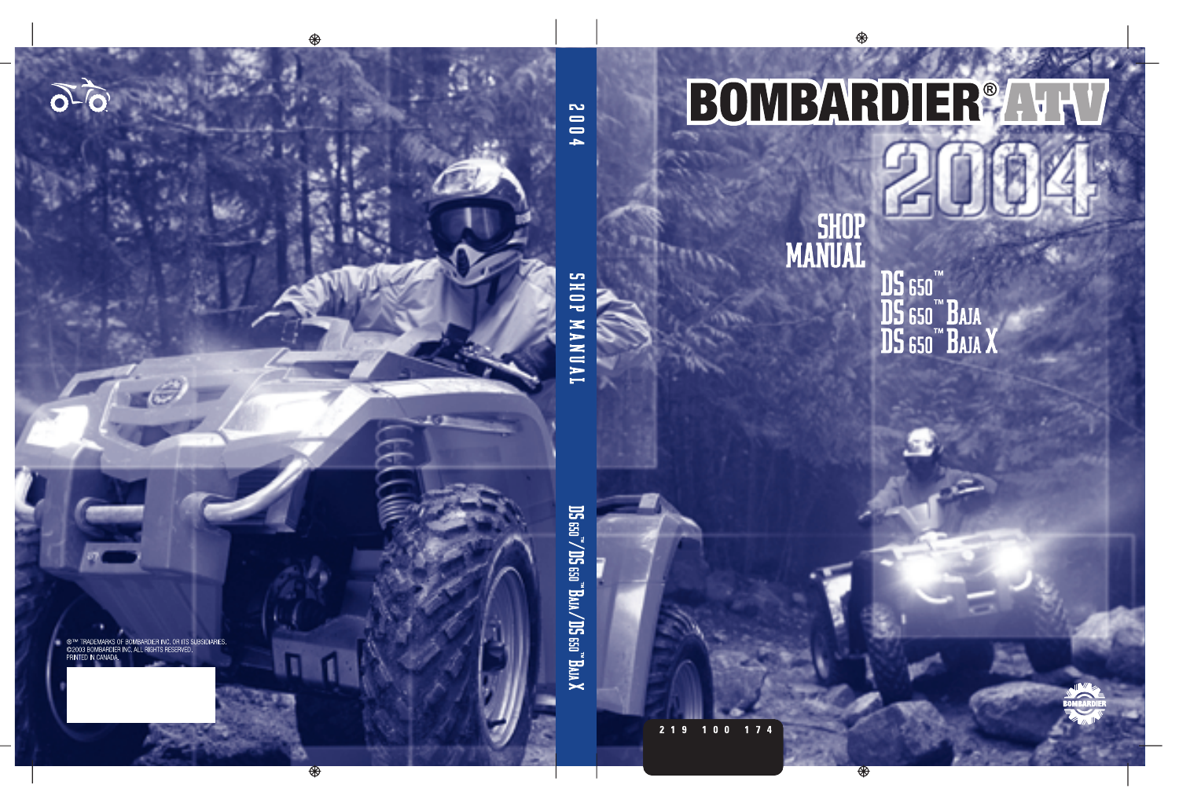# BOMBARDIER® ATV

# 2004

## SHOP MANUAL

DS 650™
DS 650™ BAJA
DS 650™ BAJA X

219 100 174

2004 SHOP MANUAL DS 650™/DS 650™ BAJA/DS 650™ BAJA X

®™ TRADEMARKS OF BOMBARDIER INC. OR ITS SUBSIDIARIES.
©2003 BOMBARDIER INC. ALL RIGHTS RESERVED.
PRINTED IN CANADA.

BOMBARDIER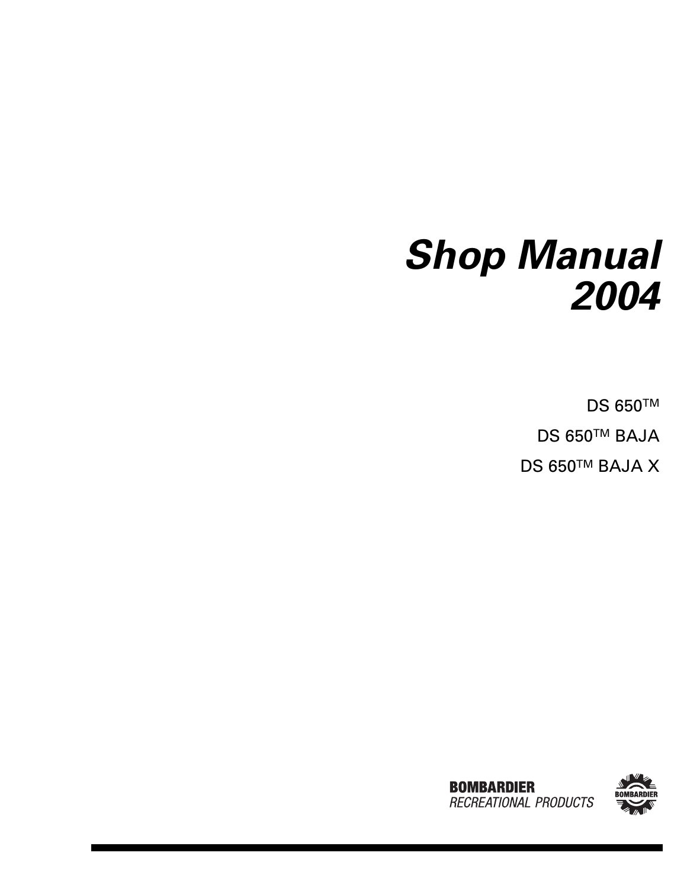# Shop Manual 2004

DS 650™

DS 650™ BAJA

DS 650™ BAJA X

**BOMBARDIER**
*RECREATIONAL PRODUCTS*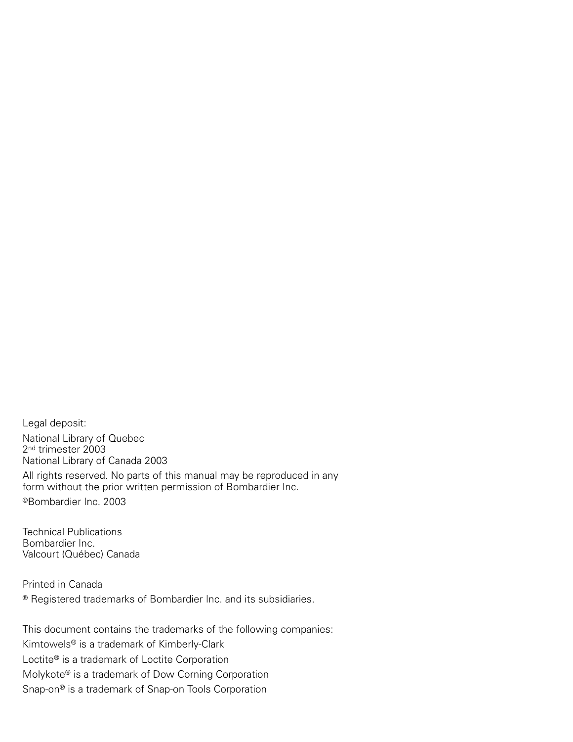Legal deposit:

National Library of Quebec
2nd trimester 2003
National Library of Canada 2003

All rights reserved. No parts of this manual may be reproduced in any form without the prior written permission of Bombardier Inc.

©Bombardier Inc. 2003

Technical Publications
Bombardier Inc.
Valcourt (Québec) Canada

Printed in Canada

® Registered trademarks of Bombardier Inc. and its subsidiaries.

This document contains the trademarks of the following companies:

Kimtowels® is a trademark of Kimberly-Clark

Loctite® is a trademark of Loctite Corporation

Molykote® is a trademark of Dow Corning Corporation

Snap-on® is a trademark of Snap-on Tools Corporation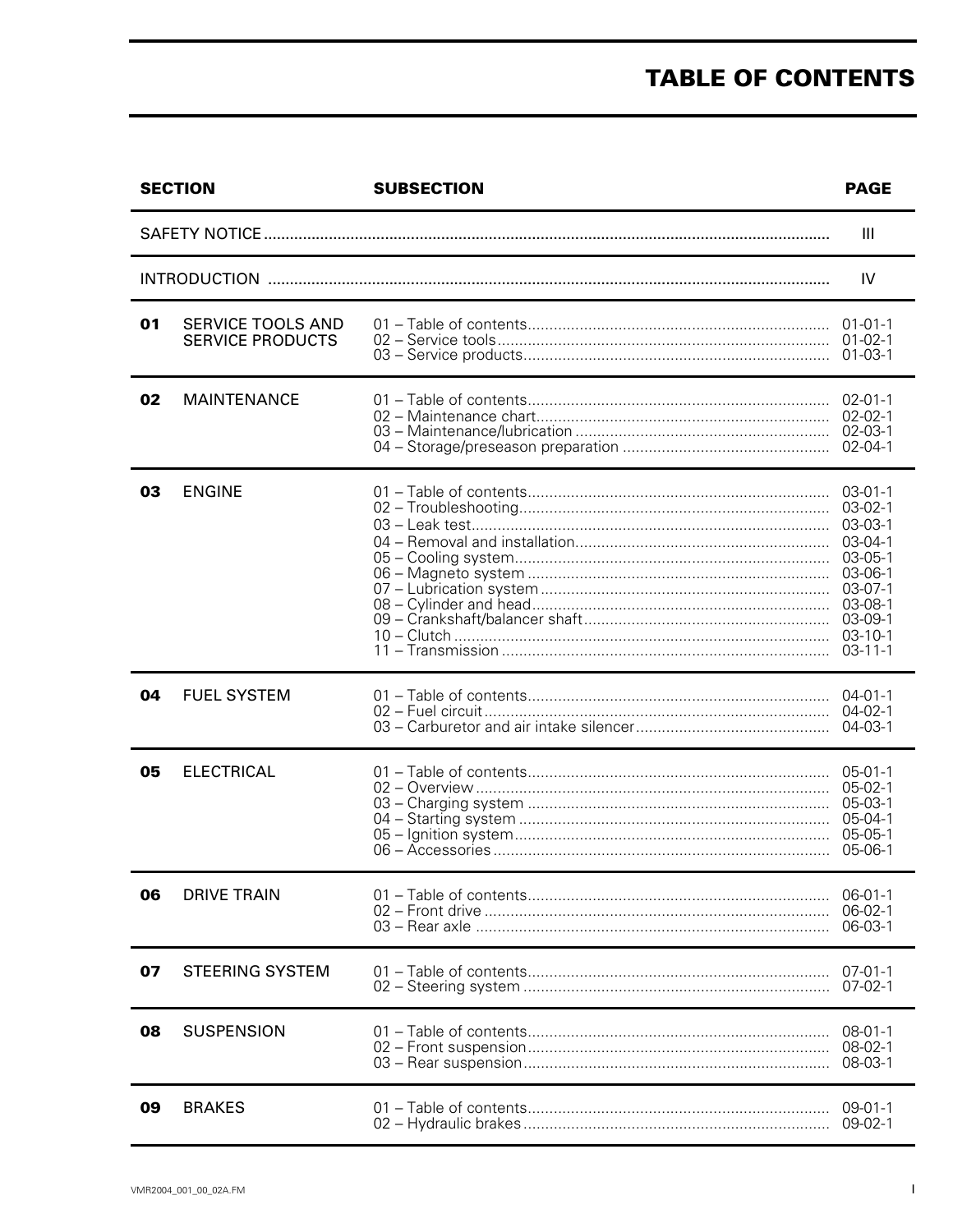# TABLE OF CONTENTS

| SECTION | | SUBSECTION | PAGE |
|---|---|---|---|
| SAFETY NOTICE | | | III |
| INTRODUCTION | | | IV |
| 01 | SERVICE TOOLS AND SERVICE PRODUCTS | 01 – Table of contents | 01-01-1 |
| | | 02 – Service tools | 01-02-1 |
| | | 03 – Service products | 01-03-1 |
| 02 | MAINTENANCE | 01 – Table of contents | 02-01-1 |
| | | 02 – Maintenance chart | 02-02-1 |
| | | 03 – Maintenance/lubrication | 02-03-1 |
| | | 04 – Storage/preseason preparation | 02-04-1 |
| 03 | ENGINE | 01 – Table of contents | 03-01-1 |
| | | 02 – Troubleshooting | 03-02-1 |
| | | 03 – Leak test | 03-03-1 |
| | | 04 – Removal and installation | 03-04-1 |
| | | 05 – Cooling system | 03-05-1 |
| | | 06 – Magneto system | 03-06-1 |
| | | 07 – Lubrication system | 03-07-1 |
| | | 08 – Cylinder and head | 03-08-1 |
| | | 09 – Crankshaft/balancer shaft | 03-09-1 |
| | | 10 – Clutch | 03-10-1 |
| | | 11 – Transmission | 03-11-1 |
| 04 | FUEL SYSTEM | 01 – Table of contents | 04-01-1 |
| | | 02 – Fuel circuit | 04-02-1 |
| | | 03 – Carburetor and air intake silencer | 04-03-1 |
| 05 | ELECTRICAL | 01 – Table of contents | 05-01-1 |
| | | 02 – Overview | 05-02-1 |
| | | 03 – Charging system | 05-03-1 |
| | | 04 – Starting system | 05-04-1 |
| | | 05 – Ignition system | 05-05-1 |
| | | 06 – Accessories | 05-06-1 |
| 06 | DRIVE TRAIN | 01 – Table of contents | 06-01-1 |
| | | 02 – Front drive | 06-02-1 |
| | | 03 – Rear axle | 06-03-1 |
| 07 | STEERING SYSTEM | 01 – Table of contents | 07-01-1 |
| | | 02 – Steering system | 07-02-1 |
| 08 | SUSPENSION | 01 – Table of contents | 08-01-1 |
| | | 02 – Front suspension | 08-02-1 |
| | | 03 – Rear suspension | 08-03-1 |
| 09 | BRAKES | 01 – Table of contents | 09-01-1 |
| | | 02 – Hydraulic brakes | 09-02-1 |

VMR2004_001_00_02A.FM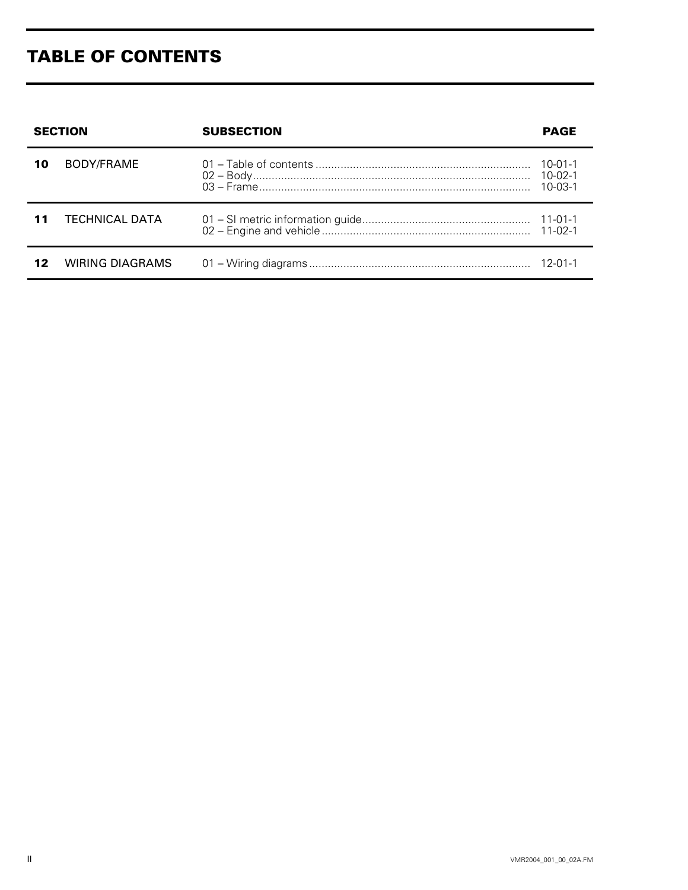# TABLE OF CONTENTS

| SECTION | | SUBSECTION | PAGE |
| --- | --- | --- | --- |
| 10 | BODY/FRAME | 01 – Table of contents | 10-01-1 |
| | | 02 – Body | 10-02-1 |
| | | 03 – Frame | 10-03-1 |
| 11 | TECHNICAL DATA | 01 – SI metric information guide | 11-01-1 |
| | | 02 – Engine and vehicle | 11-02-1 |
| 12 | WIRING DIAGRAMS | 01 – Wiring diagrams | 12-01-1 |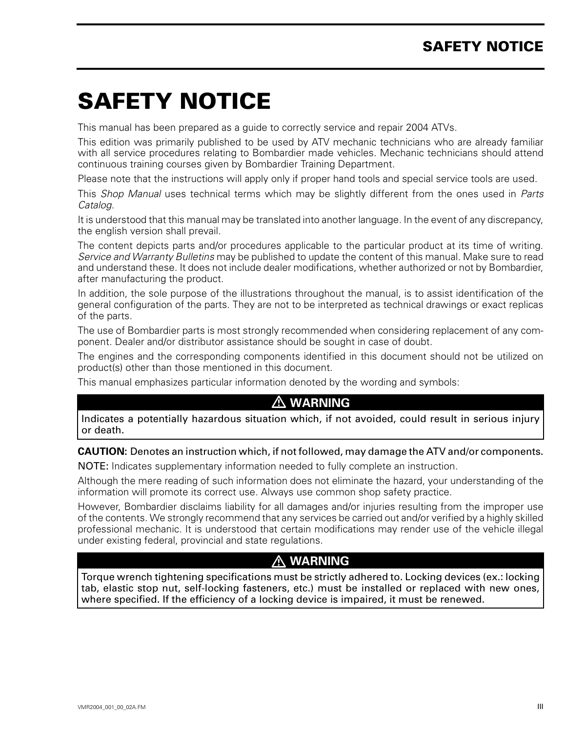# SAFETY NOTICE

This manual has been prepared as a guide to correctly service and repair 2004 ATVs.

This edition was primarily published to be used by ATV mechanic technicians who are already familiar with all service procedures relating to Bombardier made vehicles. Mechanic technicians should attend continuous training courses given by Bombardier Training Department.

Please note that the instructions will apply only if proper hand tools and special service tools are used.

This *Shop Manual* uses technical terms which may be slightly different from the ones used in *Parts Catalog*.

It is understood that this manual may be translated into another language. In the event of any discrepancy, the english version shall prevail.

The content depicts parts and/or procedures applicable to the particular product at its time of writing. *Service and Warranty Bulletins* may be published to update the content of this manual. Make sure to read and understand these. It does not include dealer modifications, whether authorized or not by Bombardier, after manufacturing the product.

In addition, the sole purpose of the illustrations throughout the manual, is to assist identification of the general configuration of the parts. They are not to be interpreted as technical drawings or exact replicas of the parts.

The use of Bombardier parts is most strongly recommended when considering replacement of any component. Dealer and/or distributor assistance should be sought in case of doubt.

The engines and the corresponding components identified in this document should not be utilized on product(s) other than those mentioned in this document.

This manual emphasizes particular information denoted by the wording and symbols:

> ⚠ **WARNING**
>
> Indicates a potentially hazardous situation which, if not avoided, could result in serious injury or death.

**CAUTION:** Denotes an instruction which, if not followed, may damage the ATV and/or components.

NOTE: Indicates supplementary information needed to fully complete an instruction.

Although the mere reading of such information does not eliminate the hazard, your understanding of the information will promote its correct use. Always use common shop safety practice.

However, Bombardier disclaims liability for all damages and/or injuries resulting from the improper use of the contents. We strongly recommend that any services be carried out and/or verified by a highly skilled professional mechanic. It is understood that certain modifications may render use of the vehicle illegal under existing federal, provincial and state regulations.

> ⚠ **WARNING**
>
> **Torque wrench tightening specifications must be strictly adhered to. Locking devices (ex.: locking tab, elastic stop nut, self-locking fasteners, etc.) must be installed or replaced with new ones, where specified. If the efficiency of a locking device is impaired, it must be renewed.**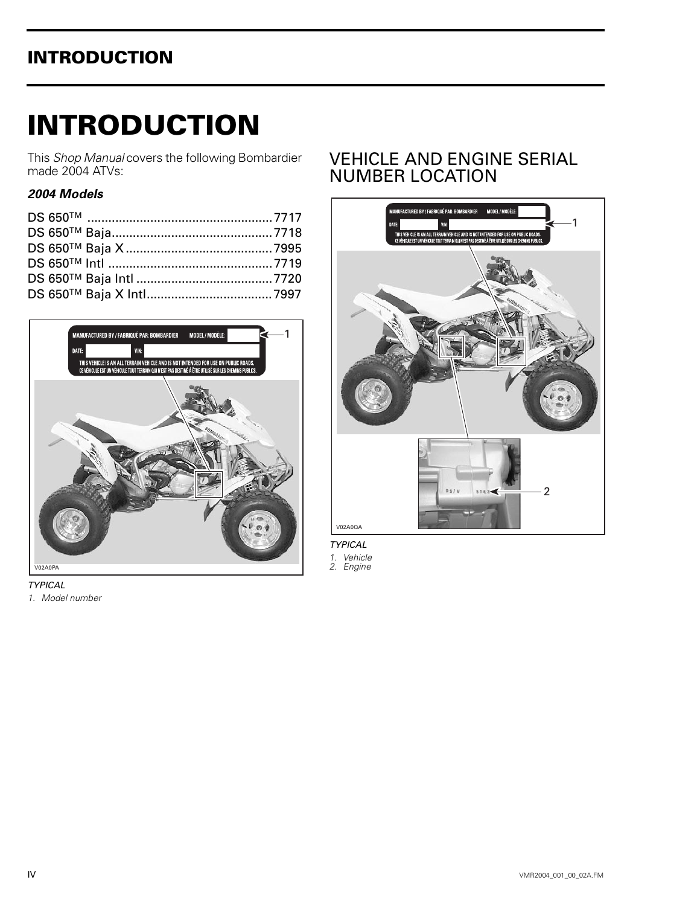# INTRODUCTION

This *Shop Manual* covers the following Bombardier made 2004 ATVs:

***2004 Models***

DS 650™ .................................................... 7717
DS 650™ Baja............................................. 7718
DS 650™ Baja X .......................................... 7995
DS 650™ Intl .............................................. 7719
DS 650™ Baja Intl ....................................... 7720
DS 650™ Baja X Intl.................................... 7997

MANUFACTURED BY / FABRIQUÉ PAR: BOMBARDIER MODEL / MODÈLE:
DATE: VIN:
THIS VEHICLE IS AN ALL TERRAIN VEHICLE AND IS NOT INTENDED FOR USE ON PUBLIC ROADS.
CE VÉHICULE EST UN VÉHICULE TOUT TERRAIN QUI N'EST PAS DESTINÉ À ÊTRE UTILISÉ SUR LES CHEMINS PUBLICS.

V02A0PA

*TYPICAL*
*1. Model number*

## VEHICLE AND ENGINE SERIAL NUMBER LOCATION

MANUFACTURED BY / FABRIQUÉ PAR: BOMBARDIER MODEL / MODÈLE:
DATE: VIN:
THIS VEHICLE IS AN ALL TERRAIN VEHICLE AND IS NOT INTENDED FOR USE ON PUBLIC ROADS.
CE VÉHICULE EST UN VÉHICULE TOUT TERRAIN QUI N'EST PAS DESTINÉ À ÊTRE UTILISÉ SUR LES CHEMINS PUBLICS.

V02A0QA

*TYPICAL*
*1. Vehicle*
*2. Engine*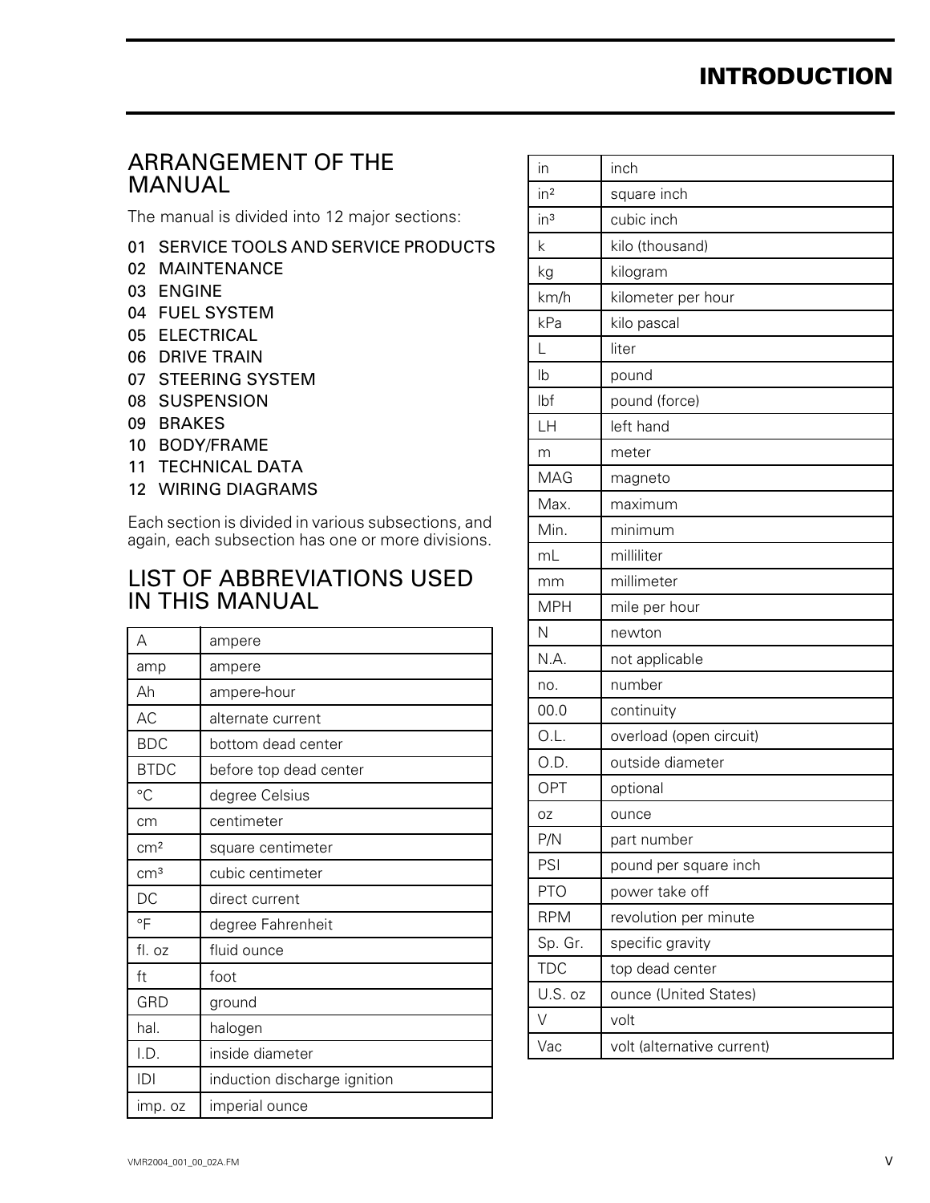# INTRODUCTION

## ARRANGEMENT OF THE MANUAL

The manual is divided into 12 major sections:

01 SERVICE TOOLS AND SERVICE PRODUCTS
02 MAINTENANCE
03 ENGINE
04 FUEL SYSTEM
05 ELECTRICAL
06 DRIVE TRAIN
07 STEERING SYSTEM
08 SUSPENSION
09 BRAKES
10 BODY/FRAME
11 TECHNICAL DATA
12 WIRING DIAGRAMS

Each section is divided in various subsections, and again, each subsection has one or more divisions.

## LIST OF ABBREVIATIONS USED IN THIS MANUAL

| | |
|---|---|
| A | ampere |
| amp | ampere |
| Ah | ampere-hour |
| AC | alternate current |
| BDC | bottom dead center |
| BTDC | before top dead center |
| °C | degree Celsius |
| cm | centimeter |
| $cm^2$ | square centimeter |
| $cm^3$ | cubic centimeter |
| DC | direct current |
| °F | degree Fahrenheit |
| fl. oz | fluid ounce |
| ft | foot |
| GRD | ground |
| hal. | halogen |
| I.D. | inside diameter |
| IDI | induction discharge ignition |
| imp. oz | imperial ounce |
| in | inch |
| $in^2$ | square inch |
| $in^3$ | cubic inch |
| k | kilo (thousand) |
| kg | kilogram |
| km/h | kilometer per hour |
| kPa | kilo pascal |
| L | liter |
| lb | pound |
| lbf | pound (force) |
| LH | left hand |
| m | meter |
| MAG | magneto |
| Max. | maximum |
| Min. | minimum |
| mL | milliliter |
| mm | millimeter |
| MPH | mile per hour |
| N | newton |
| N.A. | not applicable |
| no. | number |
| 00.0 | continuity |
| O.L. | overload (open circuit) |
| O.D. | outside diameter |
| OPT | optional |
| oz | ounce |
| P/N | part number |
| PSI | pound per square inch |
| PTO | power take off |
| RPM | revolution per minute |
| Sp. Gr. | specific gravity |
| TDC | top dead center |
| U.S. oz | ounce (United States) |
| V | volt |
| Vac | volt (alternative current) |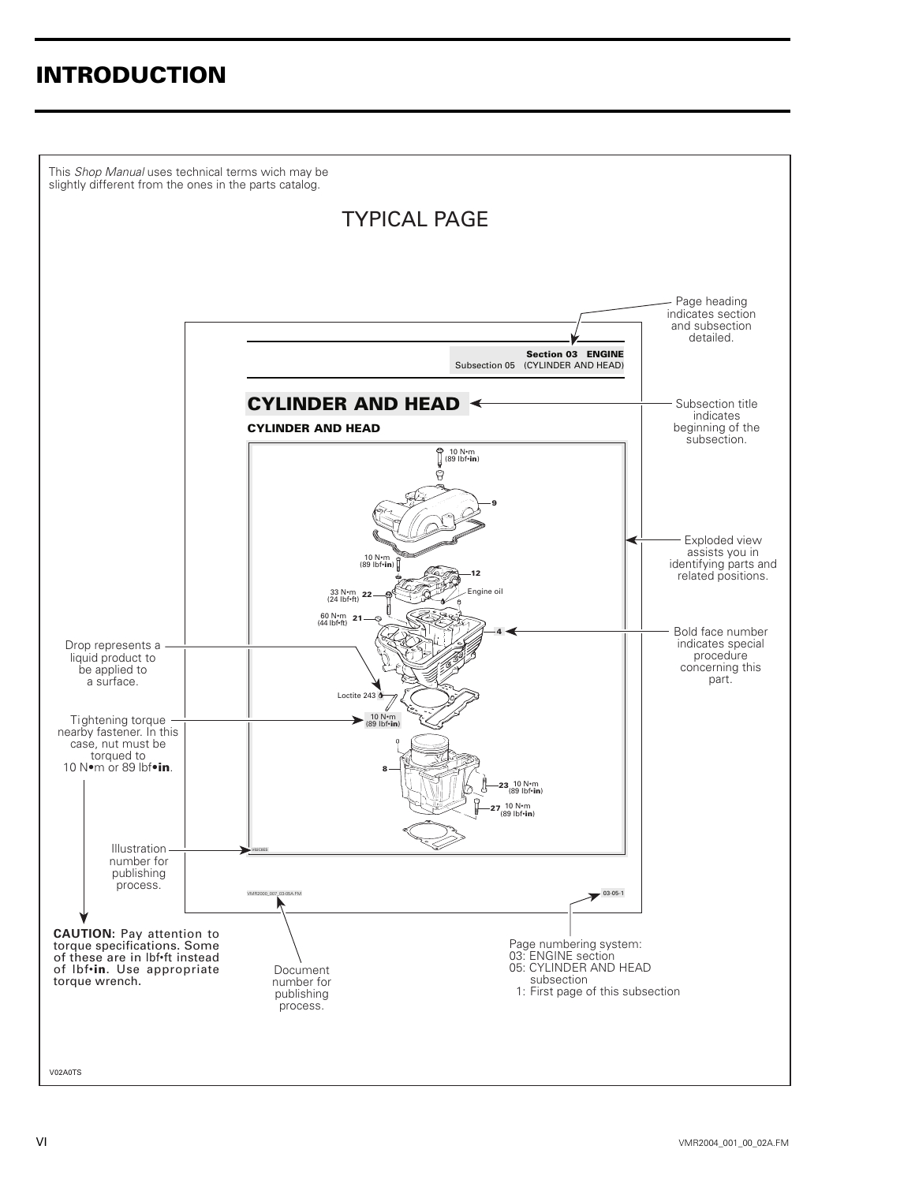# INTRODUCTION

This *Shop Manual* uses technical terms wich may be slightly different from the ones in the parts catalog.

TYPICAL PAGE

Page heading indicates section and subsection detailed.

**Section 03 ENGINE**
Subsection 05 (CYLINDER AND HEAD)

**CYLINDER AND HEAD**

**CYLINDER AND HEAD**

Subsection title indicates beginning of the subsection.

10 N•m (89 lbf•**in**)

9

Exploded view assists you in identifying parts and related positions.

10 N•m (89 lbf•**in**)

12

33 N•m (24 lbf•ft) 22

Engine oil

60 N•m (44 lbf•ft) 21

4

Bold face number indicates special procedure concerning this part.

Drop represents a liquid product to be applied to a surface.

Loctite 243

Tightening torque nearby fastener. In this case, nut must be torqued to 10 N•m or 89 lbf•**in**.

10 N•m (89 lbf•**in**)

8

23 10 N•m (89 lbf•**in**)

27 10 N•m (89 lbf•**in**)

Illustration number for publishing process.

V00C6ES

VMR2000_007_03-05A.FM

03-05-1

**CAUTION:** Pay attention to torque specifications. Some of these are in lbf•ft instead of lbf•**in**. Use appropriate torque wrench.

Document number for publishing process.

Page numbering system:
03: ENGINE section
05: CYLINDER AND HEAD subsection
1: First page of this subsection

V02A0TS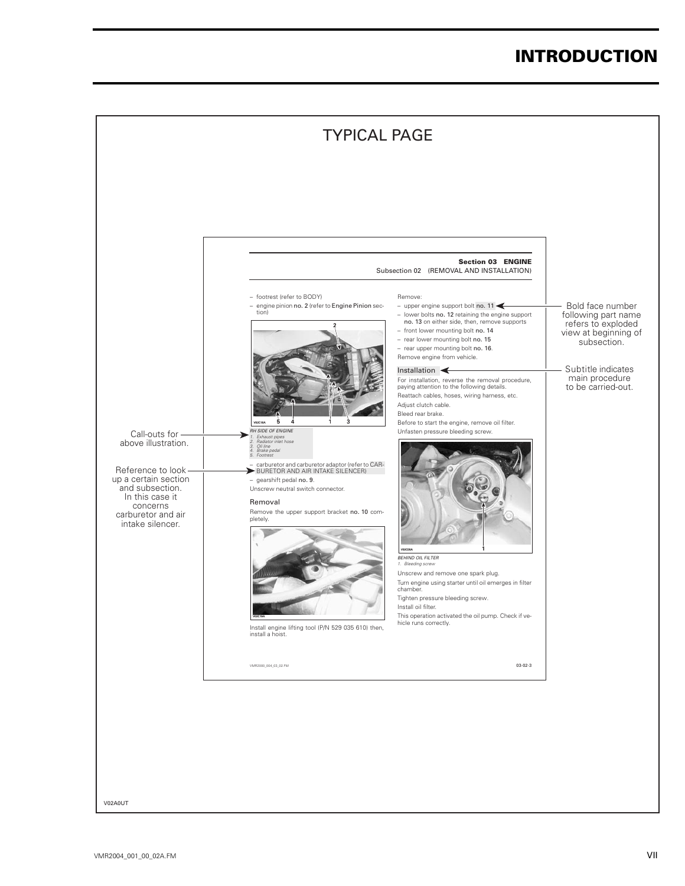# INTRODUCTION

## TYPICAL PAGE

**Section 03 ENGINE**
Subsection 02 (REMOVAL AND INSTALLATION)

– footrest (refer to BODY)

– engine pinion **no. 2** (refer to **Engine Pinion** section)

V02C18A

*RH SIDE OF ENGINE*
*1. Exhaust pipes*
*2. Radiator inlet hose*
*3. Oil line*
*4. Brake pedal*
*5. Footrest*

– carburetor and carburetor adaptor (refer to CARBURETOR AND AIR INTAKE SILENCER)

– gearshift pedal **no. 9**.

Unscrew neutral switch connector.

### Removal

Remove the upper support bracket **no. 10** completely.

V02C19A

Install engine lifting tool (P/N 529 035 610) then, install a hoist.

Remove:

– upper engine support bolt **no. 11**

– lower bolts **no. 12** retaining the engine support **no. 13** on either side, then, remove supports

– front lower mounting bolt **no. 14**

– rear lower mounting bolt **no. 15**

– rear upper mounting bolt **no. 16**.

Remove engine from vehicle.

### Installation

For installation, reverse the removal procedure, paying attention to the following details.

Reattach cables, hoses, wiring harness, etc.

Adjust clutch cable.

Bleed rear brake.

Before to start the engine, remove oil filter.

Unfasten pressure bleeding screw.

V02C05A

*BEHIND OIL FILTER*
*1. Bleeding screw*

Unscrew and remove one spark plug.

Turn engine using starter until oil emerges in filter chamber.

Tighten pressure bleeding screw.

Install oil filter.

This operation activated the oil pump. Check if vehicle runs correctly.

VMR2000_004_03_02.FM 03-02-3

Call-outs for above illustration.

Reference to look up a certain section and subsection. In this case it concerns carburetor and air intake silencer.

Bold face number following part name refers to exploded view at beginning of subsection.

Subtitle indicates main procedure to be carried-out.

V02A0UT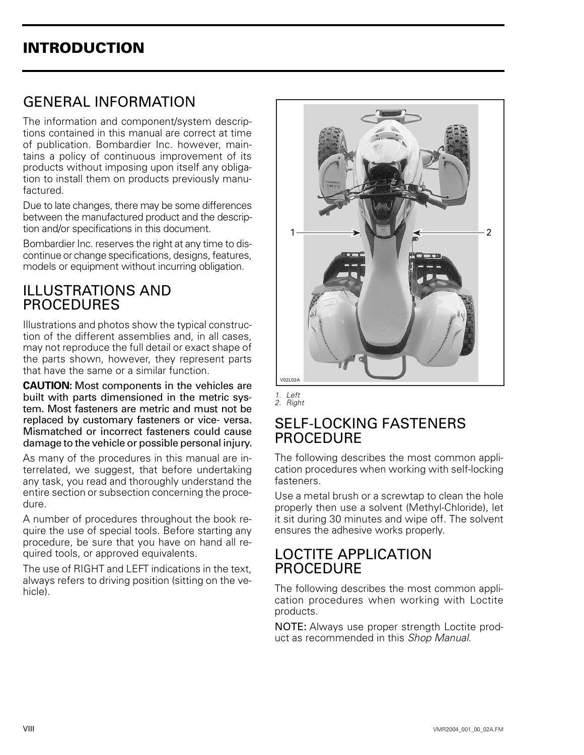# INTRODUCTION

## GENERAL INFORMATION

The information and component/system descriptions contained in this manual are correct at time of publication. Bombardier Inc. however, maintains a policy of continuous improvement of its products without imposing upon itself any obligation to install them on products previously manufactured.

Due to late changes, there may be some differences between the manufactured product and the description and/or specifications in this document.

Bombardier Inc. reserves the right at any time to discontinue or change specifications, designs, features, models or equipment without incurring obligation.

## ILLUSTRATIONS AND PROCEDURES

Illustrations and photos show the typical construction of the different assemblies and, in all cases, may not reproduce the full detail or exact shape of the parts shown, however, they represent parts that have the same or a similar function.

**CAUTION: Most components in the vehicles are built with parts dimensioned in the metric system. Most fasteners are metric and must not be replaced by customary fasteners or vice- versa. Mismatched or incorrect fasteners could cause damage to the vehicle or possible personal injury.**

As many of the procedures in this manual are interrelated, we suggest, that before undertaking any task, you read and thoroughly understand the entire section or subsection concerning the procedure.

A number of procedures throughout the book require the use of special tools. Before starting any procedure, be sure that you have on hand all required tools, or approved equivalents.

The use of RIGHT and LEFT indications in the text, always refers to driving position (sitting on the vehicle).

V02L02A

*1. Left*
*2. Right*

## SELF-LOCKING FASTENERS PROCEDURE

The following describes the most common application procedures when working with self-locking fasteners.

Use a metal brush or a screwtap to clean the hole properly then use a solvent (Methyl-Chloride), let it sit during 30 minutes and wipe off. The solvent ensures the adhesive works properly.

## LOCTITE APPLICATION PROCEDURE

The following describes the most common application procedures when working with Loctite products.

NOTE: Always use proper strength Loctite product as recommended in this *Shop Manual*.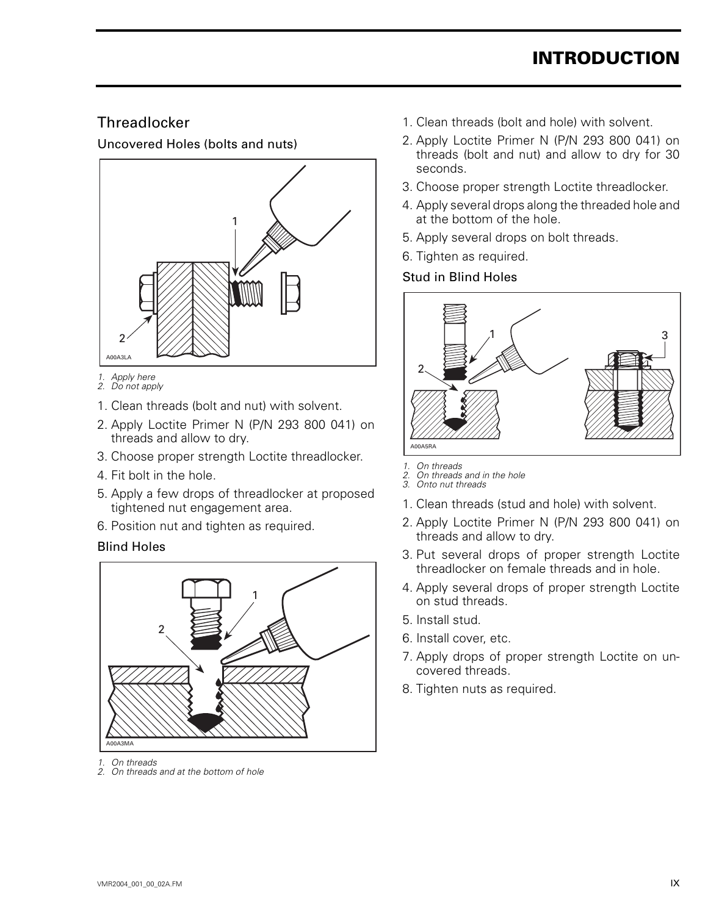## Threadlocker

### Uncovered Holes (bolts and nuts)

A00A3LA

1. Apply here
2. Do not apply

1. Clean threads (bolt and nut) with solvent.
2. Apply Loctite Primer N (P/N 293 800 041) on threads and allow to dry.
3. Choose proper strength Loctite threadlocker.
4. Fit bolt in the hole.
5. Apply a few drops of threadlocker at proposed tightened nut engagement area.
6. Position nut and tighten as required.

### Blind Holes

A00A3MA

1. On threads
2. On threads and at the bottom of hole

1. Clean threads (bolt and hole) with solvent.
2. Apply Loctite Primer N (P/N 293 800 041) on threads (bolt and nut) and allow to dry for 30 seconds.
3. Choose proper strength Loctite threadlocker.
4. Apply several drops along the threaded hole and at the bottom of the hole.
5. Apply several drops on bolt threads.
6. Tighten as required.

### Stud in Blind Holes

A00A5RA

1. On threads
2. On threads and in the hole
3. Onto nut threads

1. Clean threads (stud and hole) with solvent.
2. Apply Loctite Primer N (P/N 293 800 041) on threads and allow to dry.
3. Put several drops of proper strength Loctite threadlocker on female threads and in hole.
4. Apply several drops of proper strength Loctite on stud threads.
5. Install stud.
6. Install cover, etc.
7. Apply drops of proper strength Loctite on uncovered threads.
8. Tighten nuts as required.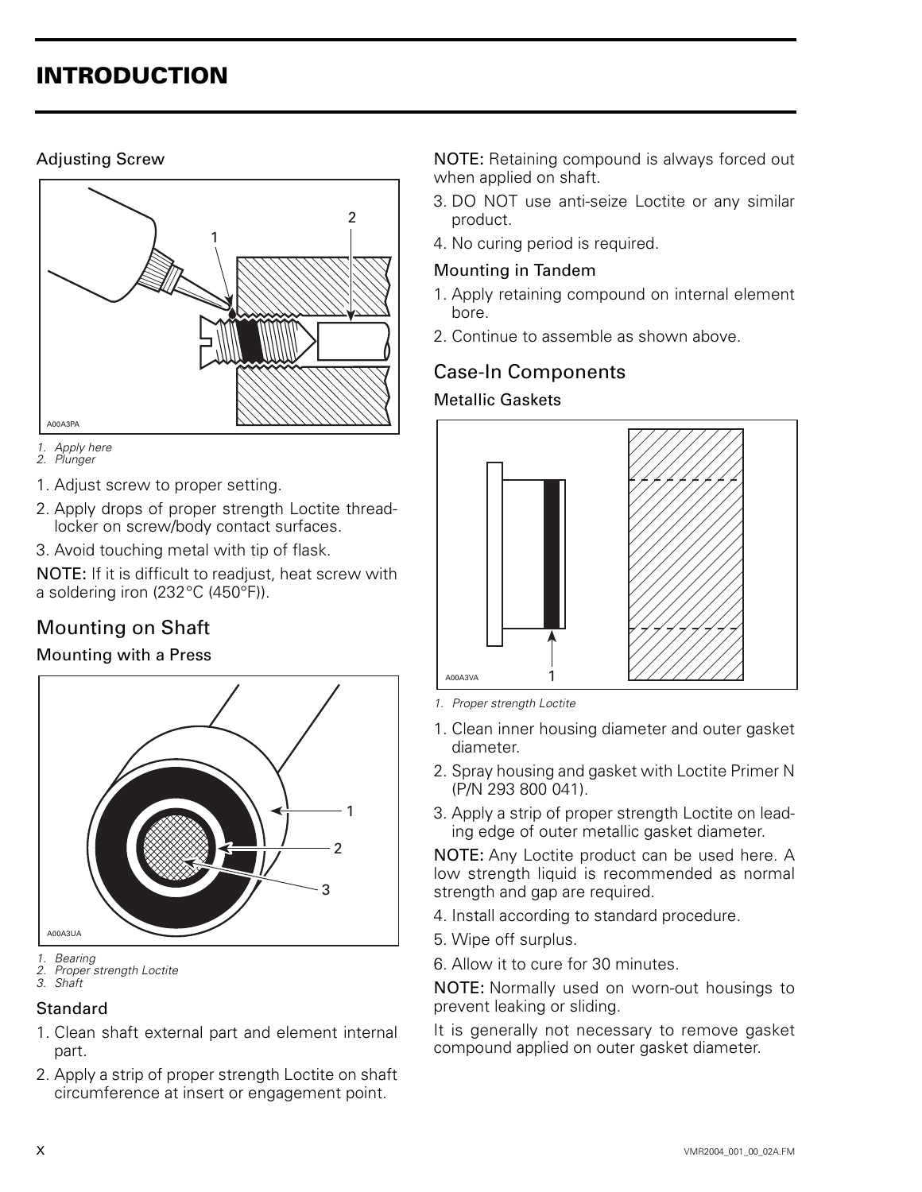## INTRODUCTION

### Adjusting Screw

A00A3PA

*1. Apply here*
*2. Plunger*

1. Adjust screw to proper setting.
2. Apply drops of proper strength Loctite threadlocker on screw/body contact surfaces.
3. Avoid touching metal with tip of flask.

**NOTE:** If it is difficult to readjust, heat screw with a soldering iron (232°C (450°F)).

## Mounting on Shaft

### Mounting with a Press

A00A3UA

*1. Bearing*
*2. Proper strength Loctite*
*3. Shaft*

### Standard

1. Clean shaft external part and element internal part.
2. Apply a strip of proper strength Loctite on shaft circumference at insert or engagement point.

**NOTE:** Retaining compound is always forced out when applied on shaft.

3. DO NOT use anti-seize Loctite or any similar product.
4. No curing period is required.

### Mounting in Tandem

1. Apply retaining compound on internal element bore.
2. Continue to assemble as shown above.

## Case-In Components

### Metallic Gaskets

A00A3VA

*1. Proper strength Loctite*

1. Clean inner housing diameter and outer gasket diameter.
2. Spray housing and gasket with Loctite Primer N (P/N 293 800 041).
3. Apply a strip of proper strength Loctite on leading edge of outer metallic gasket diameter.

**NOTE:** Any Loctite product can be used here. A low strength liquid is recommended as normal strength and gap are required.

4. Install according to standard procedure.
5. Wipe off surplus.
6. Allow it to cure for 30 minutes.

**NOTE:** Normally used on worn-out housings to prevent leaking or sliding.

It is generally not necessary to remove gasket compound applied on outer gasket diameter.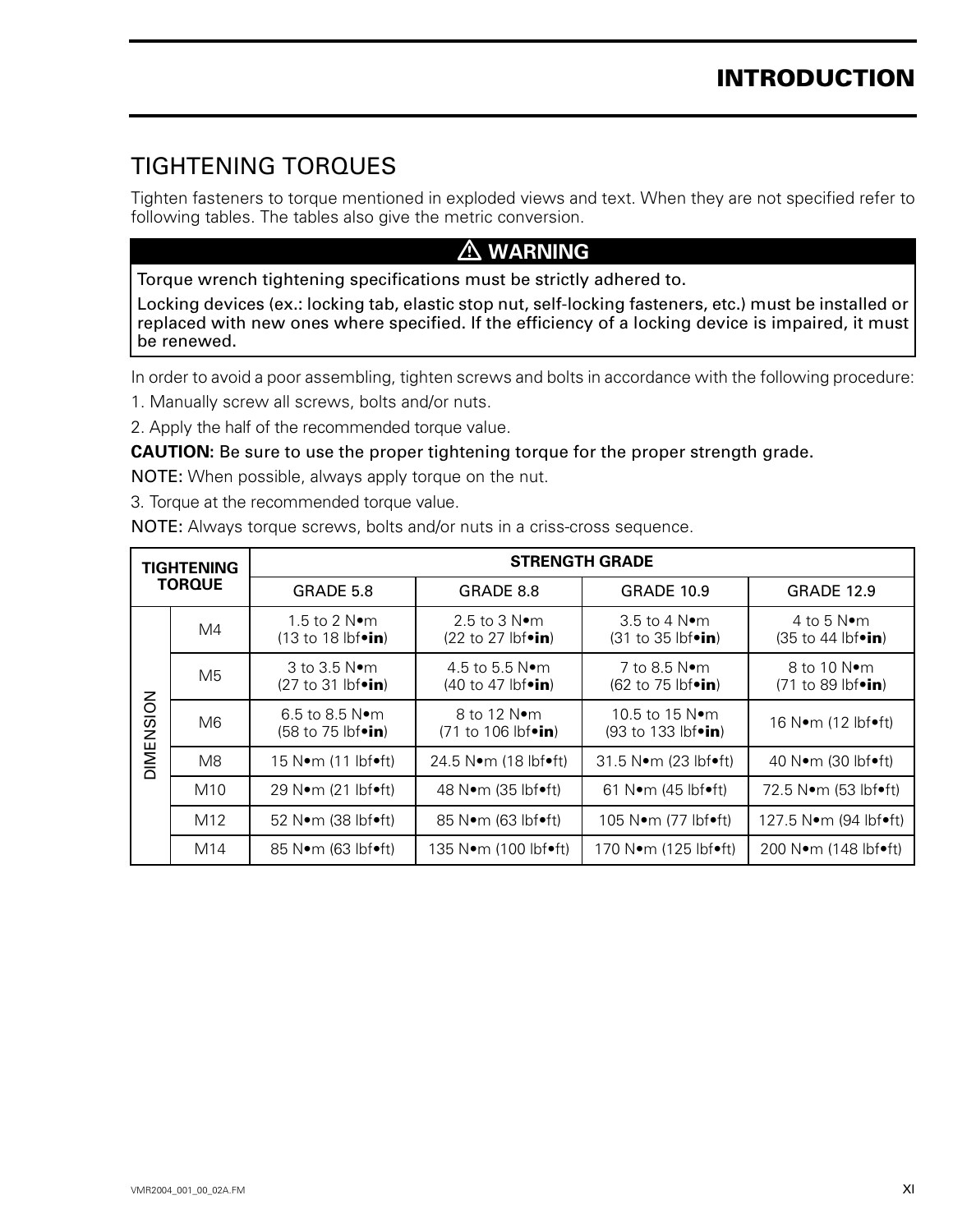## TIGHTENING TORQUES

Tighten fasteners to torque mentioned in exploded views and text. When they are not specified refer to following tables. The tables also give the metric conversion.

**⚠ WARNING**

**Torque wrench tightening specifications must be strictly adhered to.**

**Locking devices (ex.: locking tab, elastic stop nut, self-locking fasteners, etc.) must be installed or replaced with new ones where specified. If the efficiency of a locking device is impaired, it must be renewed.**

In order to avoid a poor assembling, tighten screws and bolts in accordance with the following procedure:

1. Manually screw all screws, bolts and/or nuts.
2. Apply the half of the recommended torque value.

**CAUTION: Be sure to use the proper tightening torque for the proper strength grade.**

NOTE: When possible, always apply torque on the nut.

3. Torque at the recommended torque value.

NOTE: Always torque screws, bolts and/or nuts in a criss-cross sequence.

| TIGHTENING TORQUE | | STRENGTH GRADE | | | |
|---|---|---|---|---|---|
| | | GRADE 5.8 | GRADE 8.8 | GRADE 10.9 | GRADE 12.9 |
| DIMENSION | M4 | 1.5 to 2 N•m (13 to 18 lbf•**in**) | 2.5 to 3 N•m (22 to 27 lbf•**in**) | 3.5 to 4 N•m (31 to 35 lbf•**in**) | 4 to 5 N•m (35 to 44 lbf•**in**) |
| | M5 | 3 to 3.5 N•m (27 to 31 lbf•**in**) | 4.5 to 5.5 N•m (40 to 47 lbf•**in**) | 7 to 8.5 N•m (62 to 75 lbf•**in**) | 8 to 10 N•m (71 to 89 lbf•**in**) |
| | M6 | 6.5 to 8.5 N•m (58 to 75 lbf•**in**) | 8 to 12 N•m (71 to 106 lbf•**in**) | 10.5 to 15 N•m (93 to 133 lbf•**in**) | 16 N•m (12 lbf•ft) |
| | M8 | 15 N•m (11 lbf•ft) | 24.5 N•m (18 lbf•ft) | 31.5 N•m (23 lbf•ft) | 40 N•m (30 lbf•ft) |
| | M10 | 29 N•m (21 lbf•ft) | 48 N•m (35 lbf•ft) | 61 N•m (45 lbf•ft) | 72.5 N•m (53 lbf•ft) |
| | M12 | 52 N•m (38 lbf•ft) | 85 N•m (63 lbf•ft) | 105 N•m (77 lbf•ft) | 127.5 N•m (94 lbf•ft) |
| | M14 | 85 N•m (63 lbf•ft) | 135 N•m (100 lbf•ft) | 170 N•m (125 lbf•ft) | 200 N•m (148 lbf•ft) |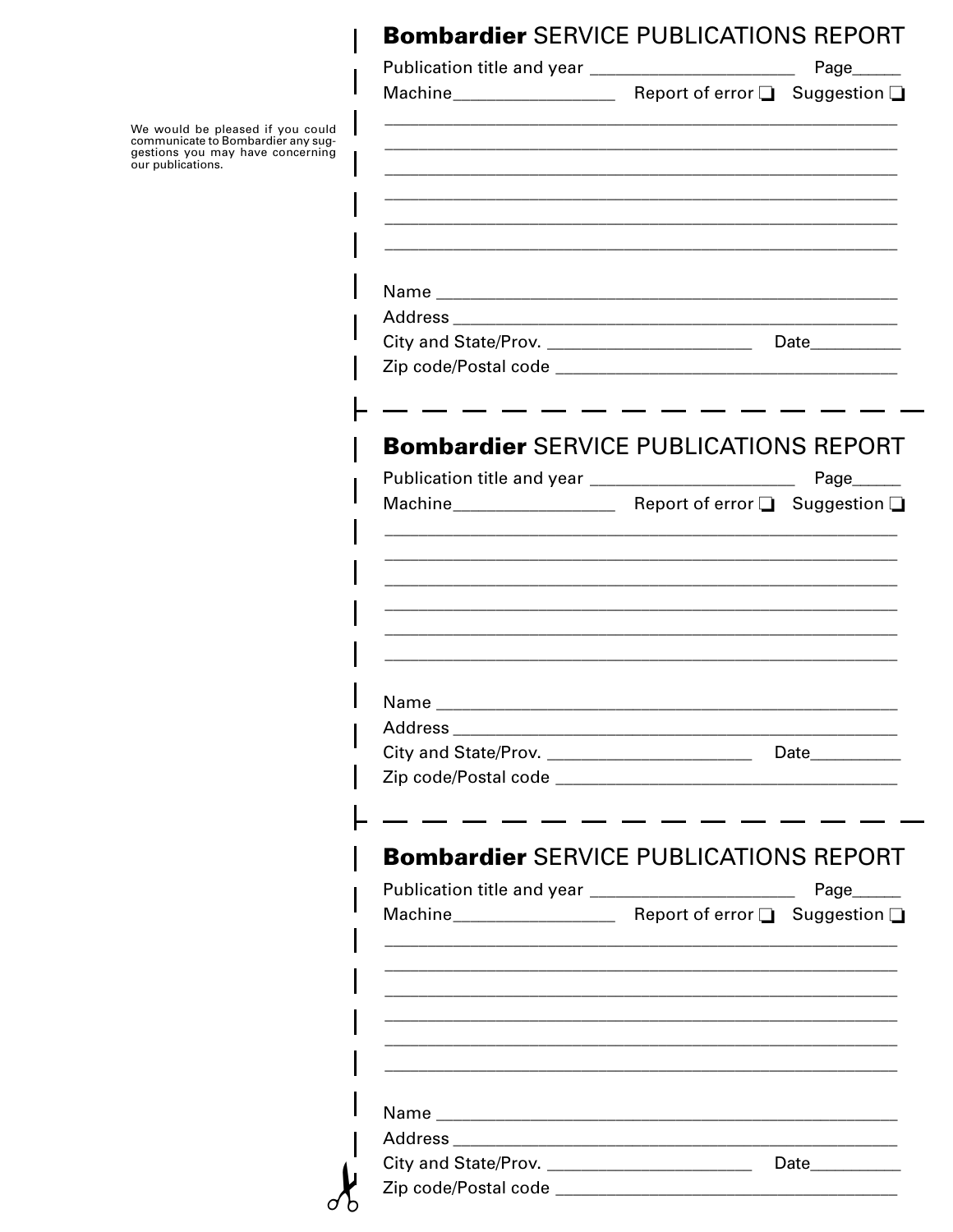We would be pleased if you could communicate to Bombardier any suggestions you may have concerning our publications.

## **Bombardier** SERVICE PUBLICATIONS REPORT

Publication title and year ______________________ Page_____

Machine________________ Report of error ❑ Suggestion ❑

_______________________________________________________

_______________________________________________________

_______________________________________________________

_______________________________________________________

_______________________________________________________

_______________________________________________________

Name _________________________________________________

Address _______________________________________________

City and State/Prov. ______________________ Date__________

Zip code/Postal code ____________________________________

---

## **Bombardier** SERVICE PUBLICATIONS REPORT

Publication title and year ______________________ Page_____

Machine________________ Report of error ❑ Suggestion ❑

_______________________________________________________

_______________________________________________________

_______________________________________________________

_______________________________________________________

_______________________________________________________

_______________________________________________________

Name _________________________________________________

Address _______________________________________________

City and State/Prov. ______________________ Date__________

Zip code/Postal code ____________________________________

---

## **Bombardier** SERVICE PUBLICATIONS REPORT

Publication title and year ______________________ Page_____

Machine________________ Report of error ❑ Suggestion ❑

_______________________________________________________

_______________________________________________________

_______________________________________________________

_______________________________________________________

_______________________________________________________

_______________________________________________________

Name _________________________________________________

Address _______________________________________________

City and State/Prov. ______________________ Date__________

Zip code/Postal code ____________________________________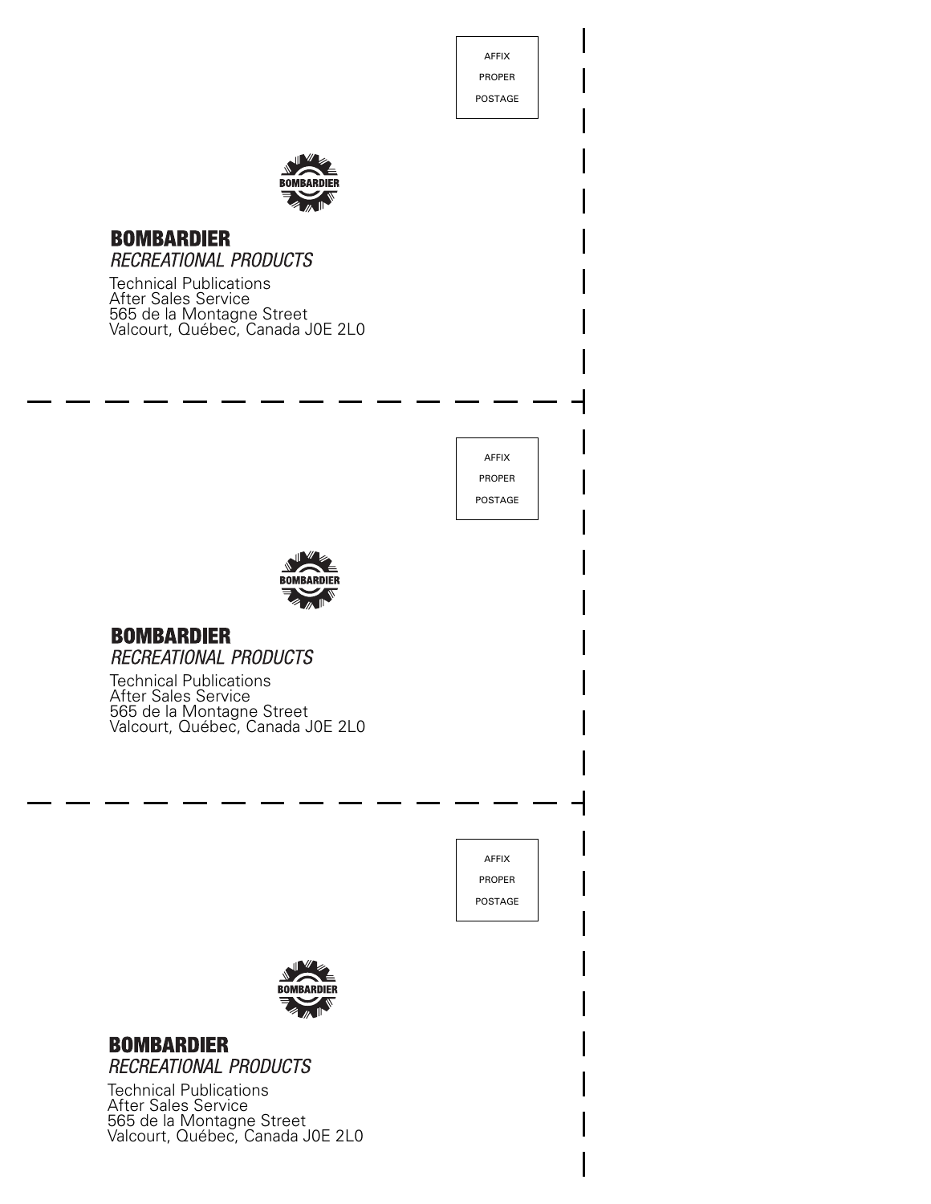AFFIX

PROPER

POSTAGE

BOMBARDIER

**BOMBARDIER**
*RECREATIONAL PRODUCTS*

Technical Publications
After Sales Service
565 de la Montagne Street
Valcourt, Québec, Canada J0E 2L0

AFFIX

PROPER

POSTAGE

BOMBARDIER

**BOMBARDIER**
*RECREATIONAL PRODUCTS*

Technical Publications
After Sales Service
565 de la Montagne Street
Valcourt, Québec, Canada J0E 2L0

AFFIX

PROPER

POSTAGE

BOMBARDIER

**BOMBARDIER**
*RECREATIONAL PRODUCTS*

Technical Publications
After Sales Service
565 de la Montagne Street
Valcourt, Québec, Canada J0E 2L0